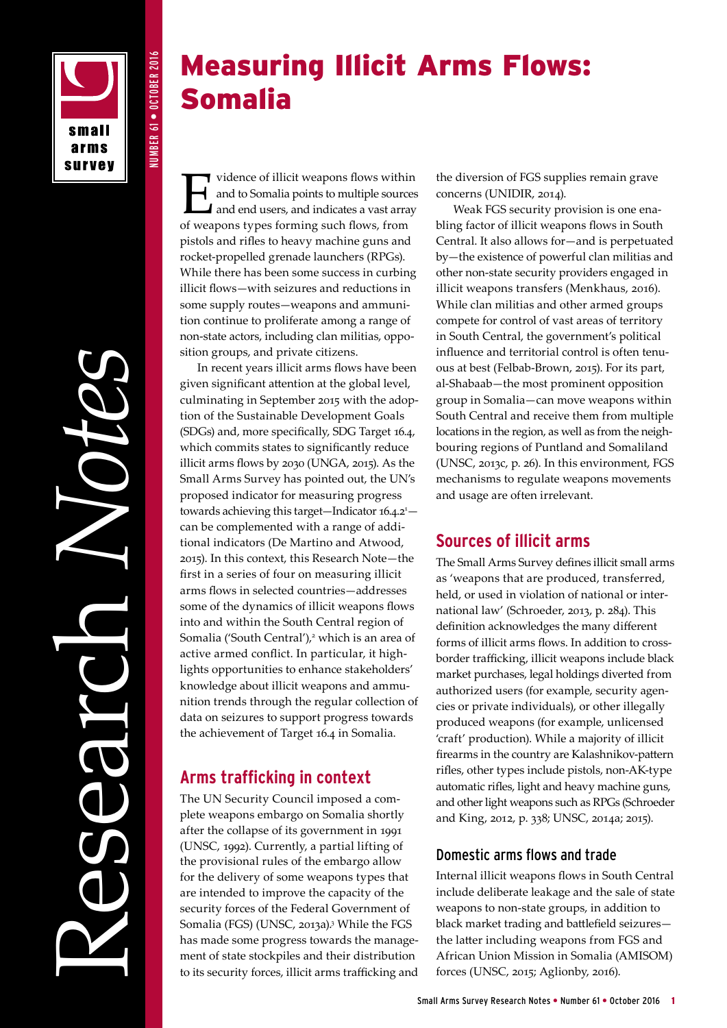# Measuring Illicit Arms Flows: Somalia

Evidence of illicit weapons flows within and to Somalia points to multiple sources and end users, and indicates a vast array of weapons types forming such flows, from pistols and rifles to heavy machine guns and rocket-propelled grenade launchers (RPGs). While there has been some success in curbing illicit flows—with seizures and reductions in some supply routes—weapons and ammunition continue to proliferate among a range of non-state actors, including clan militias, opposition groups, and private citizens.

In recent years illicit arms flows have been given significant attention at the global level, culminating in September 2015 with the adoption of the Sustainable Development Goals (SDGs) and, more specifically, SDG Target 16.4, which commits states to significantly reduce illicit arms flows by 2030 (UNGA, 2015). As the Small Arms Survey has pointed out, the UN's proposed indicator for measuring progress towards achieving this target—Indicator 16.4.2[1]—can be complemented with a range of additional indicators (De Martino and Atwood, 2015). In this context, this Research Note—the first in a series of four on measuring illicit arms flows in selected countries—addresses some of the dynamics of illicit weapons flows into and within the South Central region of Somalia ('South Central'),[2] which is an area of active armed conflict. In particular, it highlights opportunities to enhance stakeholders' knowledge about illicit weapons and ammunition trends through the regular collection of data on seizures to support progress towards the achievement of Target 16.4 in Somalia.

## Arms trafficking in context

The UN Security Council imposed a complete weapons embargo on Somalia shortly after the collapse of its government in 1991 (UNSC, 1992). Currently, a partial lifting of the provisional rules of the embargo allow for the delivery of some weapons types that are intended to improve the capacity of the security forces of the Federal Government of Somalia (FGS) (UNSC, 2013a).[3] While the FGS has made some progress towards the management of state stockpiles and their distribution to its security forces, illicit arms trafficking and the diversion of FGS supplies remain grave concerns (UNIDIR, 2014).

Weak FGS security provision is one enabling factor of illicit weapons flows in South Central. It also allows for—and is perpetuated by—the existence of powerful clan militias and other non-state security providers engaged in illicit weapons transfers (Menkhaus, 2016). While clan militias and other armed groups compete for control of vast areas of territory in South Central, the government's political influence and territorial control is often tenuous at best (Felbab-Brown, 2015). For its part, al-Shabaab—the most prominent opposition group in Somalia—can move weapons within South Central and receive them from multiple locations in the region, as well as from the neighbouring regions of Puntland and Somaliland (UNSC, 2013c, p. 26). In this environment, FGS mechanisms to regulate weapons movements and usage are often irrelevant.

## Sources of illicit arms

The Small Arms Survey defines illicit small arms as 'weapons that are produced, transferred, held, or used in violation of national or international law' (Schroeder, 2013, p. 284). This definition acknowledges the many different forms of illicit arms flows. In addition to cross-border trafficking, illicit weapons include black market purchases, legal holdings diverted from authorized users (for example, security agencies or private individuals), or other illegally produced weapons (for example, unlicensed 'craft' production). While a majority of illicit firearms in the country are Kalashnikov-pattern rifles, other types include pistols, non-AK-type automatic rifles, light and heavy machine guns, and other light weapons such as RPGs (Schroeder and King, 2012, p. 338; UNSC, 2014a; 2015).

### Domestic arms flows and trade

Internal illicit weapons flows in South Central include deliberate leakage and the sale of state weapons to non-state groups, in addition to black market trading and battlefield seizures—the latter including weapons from FGS and African Union Mission in Somalia (AMISOM) forces (UNSC, 2015; Aglionby, 2016).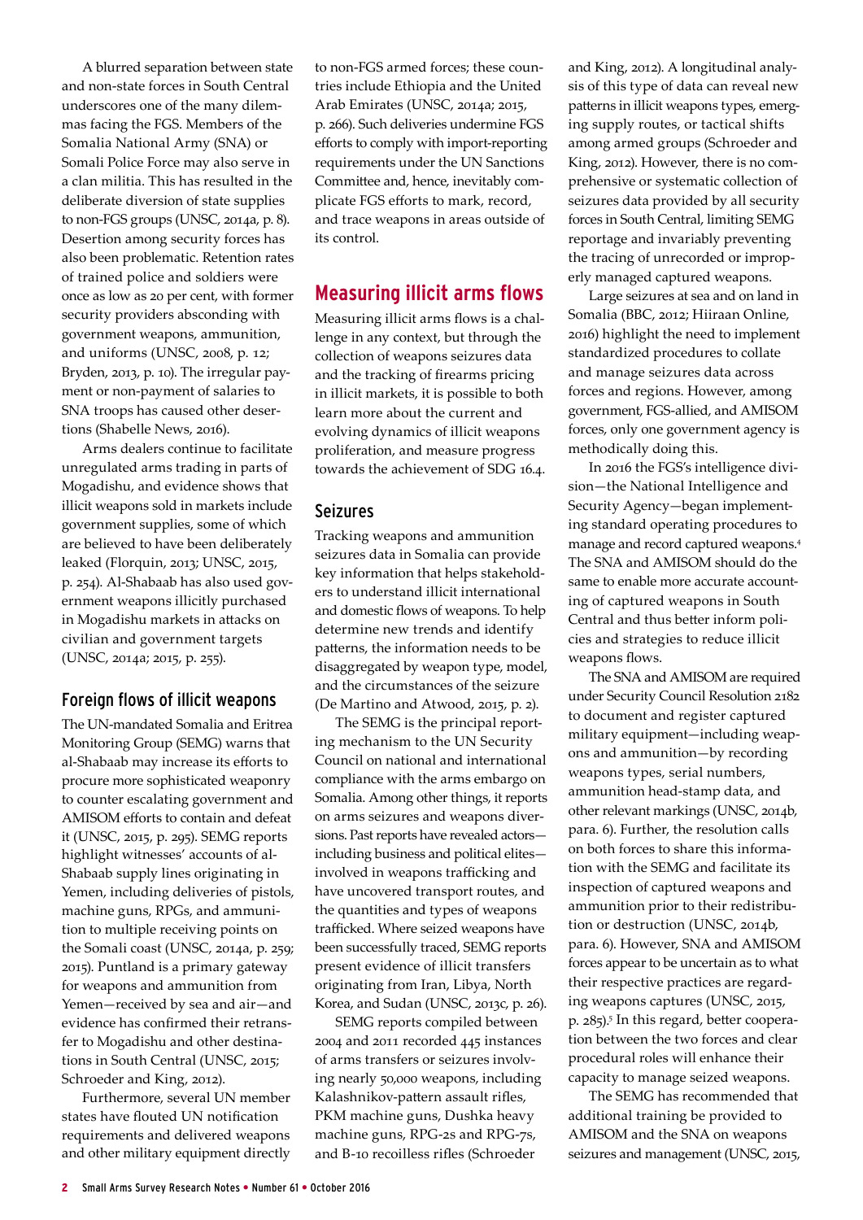A blurred separation between state and non-state forces in South Central underscores one of the many dilemmas facing the FGS. Members of the Somalia National Army (SNA) or Somali Police Force may also serve in a clan militia. This has resulted in the deliberate diversion of state supplies to non-FGS groups (UNSC, 2014a, p. 8). Desertion among security forces has also been problematic. Retention rates of trained police and soldiers were once as low as 20 per cent, with former security providers absconding with government weapons, ammunition, and uniforms (UNSC, 2008, p. 12; Bryden, 2013, p. 10). The irregular payment or non-payment of salaries to SNA troops has caused other desertions (Shabelle News, 2016).

Arms dealers continue to facilitate unregulated arms trading in parts of Mogadishu, and evidence shows that illicit weapons sold in markets include government supplies, some of which are believed to have been deliberately leaked (Florquin, 2013; UNSC, 2015, p. 254). Al-Shabaab has also used government weapons illicitly purchased in Mogadishu markets in attacks on civilian and government targets (UNSC, 2014a; 2015, p. 255).

### Foreign flows of illicit weapons

The UN-mandated Somalia and Eritrea Monitoring Group (SEMG) warns that al-Shabaab may increase its efforts to procure more sophisticated weaponry to counter escalating government and AMISOM efforts to contain and defeat it (UNSC, 2015, p. 295). SEMG reports highlight witnesses' accounts of al-Shabaab supply lines originating in Yemen, including deliveries of pistols, machine guns, RPGs, and ammunition to multiple receiving points on the Somali coast (UNSC, 2014a, p. 259; 2015). Puntland is a primary gateway for weapons and ammunition from Yemen—received by sea and air—and evidence has confirmed their retransfer to Mogadishu and other destinations in South Central (UNSC, 2015; Schroeder and King, 2012).

Furthermore, several UN member states have flouted UN notification requirements and delivered weapons and other military equipment directly to non-FGS armed forces; these countries include Ethiopia and the United Arab Emirates (UNSC, 2014a; 2015, p. 266). Such deliveries undermine FGS efforts to comply with import-reporting requirements under the UN Sanctions Committee and, hence, inevitably complicate FGS efforts to mark, record, and trace weapons in areas outside of its control.

## Measuring illicit arms flows

Measuring illicit arms flows is a challenge in any context, but through the collection of weapons seizures data and the tracking of firearms pricing in illicit markets, it is possible to both learn more about the current and evolving dynamics of illicit weapons proliferation, and measure progress towards the achievement of SDG 16.4.

### Seizures

Tracking weapons and ammunition seizures data in Somalia can provide key information that helps stakeholders to understand illicit international and domestic flows of weapons. To help determine new trends and identify patterns, the information needs to be disaggregated by weapon type, model, and the circumstances of the seizure (De Martino and Atwood, 2015, p. 2).

The SEMG is the principal reporting mechanism to the UN Security Council on national and international compliance with the arms embargo on Somalia. Among other things, it reports on arms seizures and weapons diversions. Past reports have revealed actors—including business and political elites—involved in weapons trafficking and have uncovered transport routes, and the quantities and types of weapons trafficked. Where seized weapons have been successfully traced, SEMG reports present evidence of illicit transfers originating from Iran, Libya, North Korea, and Sudan (UNSC, 2013c, p. 26).

SEMG reports compiled between 2004 and 2011 recorded 445 instances of arms transfers or seizures involving nearly 50,000 weapons, including Kalashnikov-pattern assault rifles, PKM machine guns, Dushka heavy machine guns, RPG-2s and RPG-7s, and B-10 recoilless rifles (Schroeder and King, 2012). A longitudinal analysis of this type of data can reveal new patterns in illicit weapons types, emerging supply routes, or tactical shifts among armed groups (Schroeder and King, 2012). However, there is no comprehensive or systematic collection of seizures data provided by all security forces in South Central, limiting SEMG reportage and invariably preventing the tracing of unrecorded or improperly managed captured weapons.

Large seizures at sea and on land in Somalia (BBC, 2012; Hiiraan Online, 2016) highlight the need to implement standardized procedures to collate and manage seizures data across forces and regions. However, among government, FGS-allied, and AMISOM forces, only one government agency is methodically doing this.

In 2016 the FGS's intelligence division—the National Intelligence and Security Agency—began implementing standard operating procedures to manage and record captured weapons.[4] The SNA and AMISOM should do the same to enable more accurate accounting of captured weapons in South Central and thus better inform policies and strategies to reduce illicit weapons flows.

The SNA and AMISOM are required under Security Council Resolution 2182 to document and register captured military equipment—including weapons and ammunition—by recording weapons types, serial numbers, ammunition head-stamp data, and other relevant markings (UNSC, 2014b, para. 6). Further, the resolution calls on both forces to share this information with the SEMG and facilitate its inspection of captured weapons and ammunition prior to their redistribution or destruction (UNSC, 2014b, para. 6). However, SNA and AMISOM forces appear to be uncertain as to what their respective practices are regarding weapons captures (UNSC, 2015, p. 285).[5] In this regard, better cooperation between the two forces and clear procedural roles will enhance their capacity to manage seized weapons.

The SEMG has recommended that additional training be provided to AMISOM and the SNA on weapons seizures and management (UNSC, 2015,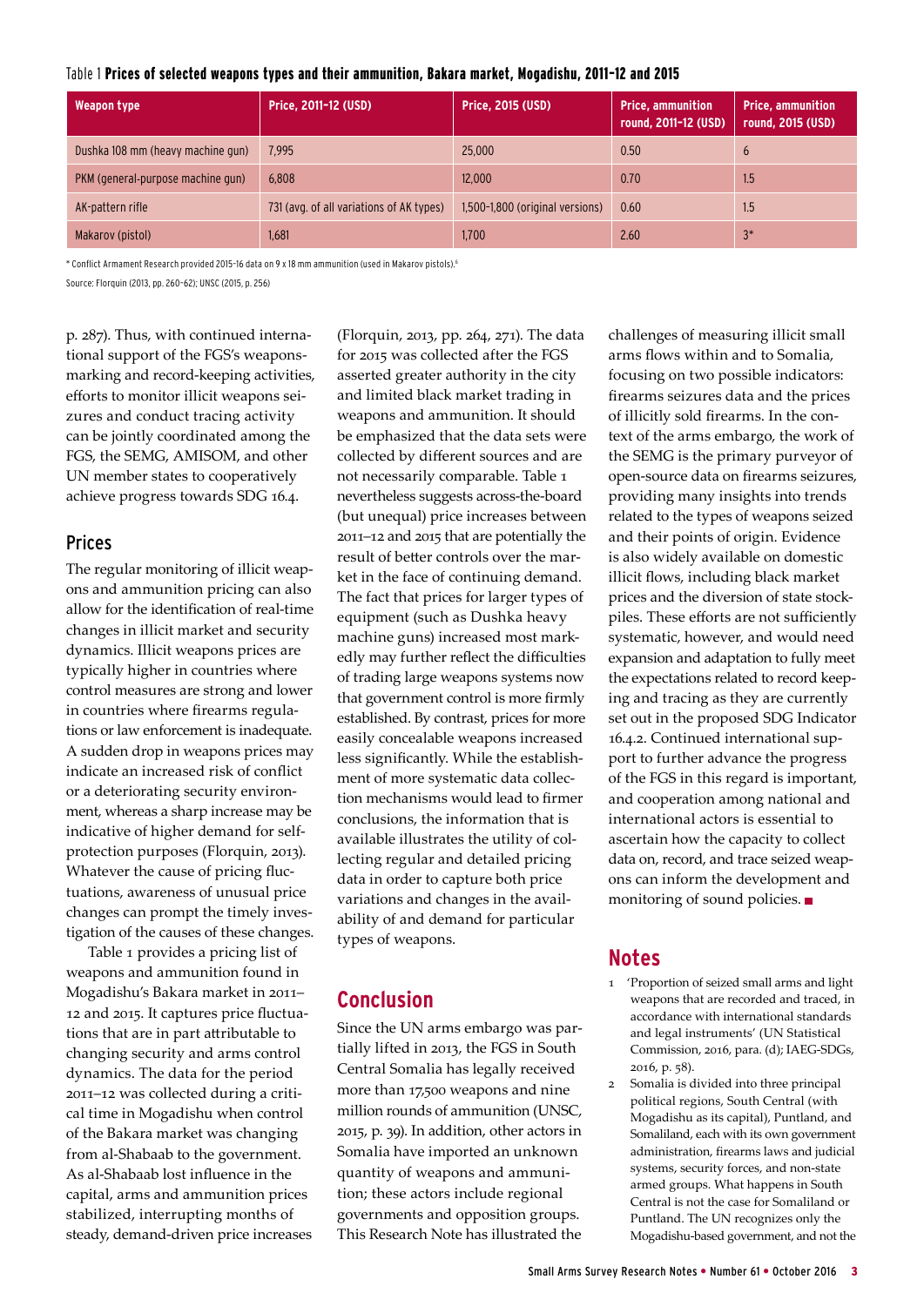Table 1 **Prices of selected weapons types and their ammunition, Bakara market, Mogadishu, 2011–12 and 2015**

| Weapon type | Price, 2011–12 (USD) | Price, 2015 (USD) | Price, ammunition round, 2011–12 (USD) | Price, ammunition round, 2015 (USD) |
|---|---|---|---|---|
| Dushka 108 mm (heavy machine gun) | 7,995 | 25,000 | 0.50 | 6 |
| PKM (general-purpose machine gun) | 6,808 | 12,000 | 0.70 | 1.5 |
| AK-pattern rifle | 731 (avg. of all variations of AK types) | 1,500–1,800 (original versions) | 0.60 | 1.5 |
| Makarov (pistol) | 1,681 | 1,700 | 2.60 | 3* |

\* Conflict Armament Research provided 2015–16 data on 9 x 18 mm ammunition (used in Makarov pistols).[6]

Source: Florquin (2013, pp. 260–62); UNSC (2015, p. 256)

p. 287). Thus, with continued international support of the FGS's weapons-marking and record-keeping activities, efforts to monitor illicit weapons seizures and conduct tracing activity can be jointly coordinated among the FGS, the SEMG, AMISOM, and other UN member states to cooperatively achieve progress towards SDG 16.4.

## Prices

The regular monitoring of illicit weapons and ammunition pricing can also allow for the identification of real-time changes in illicit market and security dynamics. Illicit weapons prices are typically higher in countries where control measures are strong and lower in countries where firearms regulations or law enforcement is inadequate. A sudden drop in weapons prices may indicate an increased risk of conflict or a deteriorating security environment, whereas a sharp increase may be indicative of higher demand for self-protection purposes (Florquin, 2013). Whatever the cause of pricing fluctuations, awareness of unusual price changes can prompt the timely investigation of the causes of these changes.

Table 1 provides a pricing list of weapons and ammunition found in Mogadishu's Bakara market in 2011–12 and 2015. It captures price fluctuations that are in part attributable to changing security and arms control dynamics. The data for the period 2011–12 was collected during a critical time in Mogadishu when control of the Bakara market was changing from al-Shabaab to the government. As al-Shabaab lost influence in the capital, arms and ammunition prices stabilized, interrupting months of steady, demand-driven price increases (Florquin, 2013, pp. 264, 271). The data for 2015 was collected after the FGS asserted greater authority in the city and limited black market trading in weapons and ammunition. It should be emphasized that the data sets were collected by different sources and are not necessarily comparable. Table 1 nevertheless suggests across-the-board (but unequal) price increases between 2011–12 and 2015 that are potentially the result of better controls over the market in the face of continuing demand. The fact that prices for larger types of equipment (such as Dushka heavy machine guns) increased most markedly may further reflect the difficulties of trading large weapons systems now that government control is more firmly established. By contrast, prices for more easily concealable weapons increased less significantly. While the establishment of more systematic data collection mechanisms would lead to firmer conclusions, the information that is available illustrates the utility of collecting regular and detailed pricing data in order to capture both price variations and changes in the availability of and demand for particular types of weapons.

## Conclusion

Since the UN arms embargo was partially lifted in 2013, the FGS in South Central Somalia has legally received more than 17,500 weapons and nine million rounds of ammunition (UNSC, 2015, p. 39). In addition, other actors in Somalia have imported an unknown quantity of weapons and ammunition; these actors include regional governments and opposition groups. This Research Note has illustrated the challenges of measuring illicit small arms flows within and to Somalia, focusing on two possible indicators: firearms seizures data and the prices of illicitly sold firearms. In the context of the arms embargo, the work of the SEMG is the primary purveyor of open-source data on firearms seizures, providing many insights into trends related to the types of weapons seized and their points of origin. Evidence is also widely available on domestic illicit flows, including black market prices and the diversion of state stockpiles. These efforts are not sufficiently systematic, however, and would need expansion and adaptation to fully meet the expectations related to record keeping and tracing as they are currently set out in the proposed SDG Indicator 16.4.2. Continued international support to further advance the progress of the FGS in this regard is important, and cooperation among national and international actors is essential to ascertain how the capacity to collect data on, record, and trace seized weapons can inform the development and monitoring of sound policies. ■

## Notes

1 'Proportion of seized small arms and light weapons that are recorded and traced, in accordance with international standards and legal instruments' (UN Statistical Commission, 2016, para. (d); IAEG-SDGs, 2016, p. 58).

2 Somalia is divided into three principal political regions, South Central (with Mogadishu as its capital), Puntland, and Somaliland, each with its own government administration, firearms laws and judicial systems, security forces, and non-state armed groups. What happens in South Central is not the case for Somaliland or Puntland. The UN recognizes only the Mogadishu-based government, and not the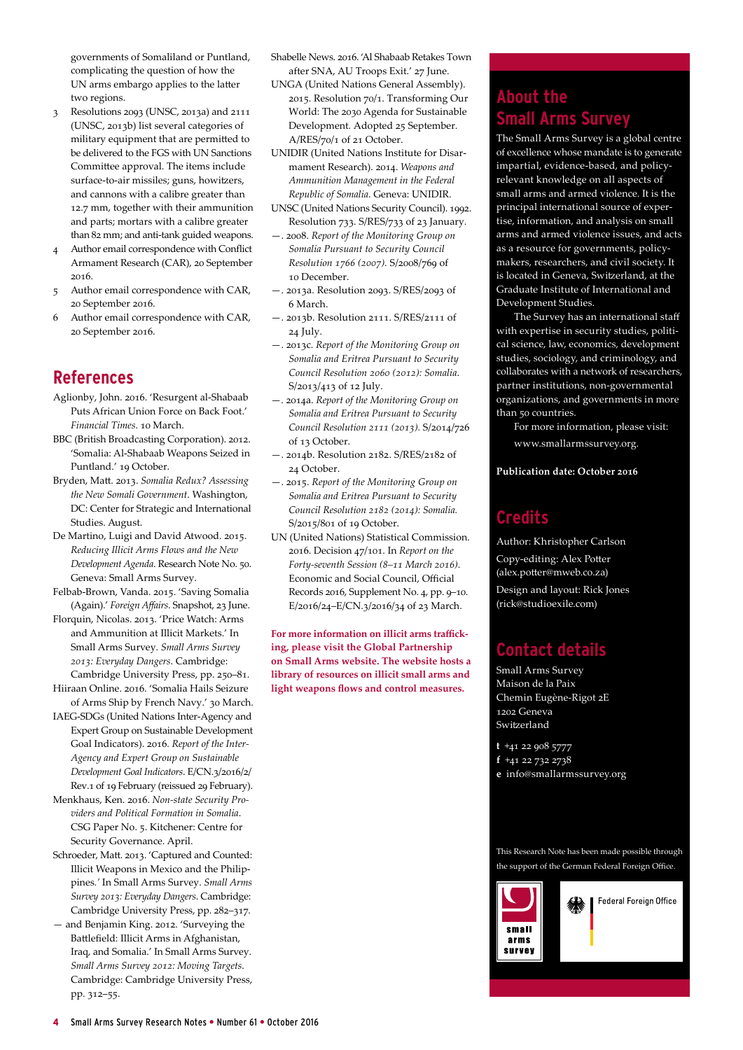governments of Somaliland or Puntland, complicating the question of how the UN arms embargo applies to the latter two regions.

3 Resolutions 2093 (UNSC, 2013a) and 2111 (UNSC, 2013b) list several categories of military equipment that are permitted to be delivered to the FGS with UN Sanctions Committee approval. The items include surface-to-air missiles; guns, howitzers, and cannons with a calibre greater than 12.7 mm, together with their ammunition and parts; mortars with a calibre greater than 82 mm; and anti-tank guided weapons.

4 Author email correspondence with Conflict Armament Research (CAR), 20 September 2016.

5 Author email correspondence with CAR, 20 September 2016.

6 Author email correspondence with CAR, 20 September 2016.

## References

Aglionby, John. 2016. 'Resurgent al-Shabaab Puts African Union Force on Back Foot.' *Financial Times*. 10 March.

BBC (British Broadcasting Corporation). 2012. 'Somalia: Al-Shabaab Weapons Seized in Puntland.' 19 October.

Bryden, Matt. 2013. *Somalia Redux? Assessing the New Somali Government*. Washington, DC: Center for Strategic and International Studies. August.

De Martino, Luigi and David Atwood. 2015. *Reducing Illicit Arms Flows and the New Development Agenda*. Research Note No. 50. Geneva: Small Arms Survey.

Felbab-Brown, Vanda. 2015. 'Saving Somalia (Again).' *Foreign Affairs*. Snapshot, 23 June.

Florquin, Nicolas. 2013. 'Price Watch: Arms and Ammunition at Illicit Markets.' In Small Arms Survey. *Small Arms Survey 2013: Everyday Dangers*. Cambridge: Cambridge University Press, pp. 250–81.

Hiiraan Online. 2016. 'Somalia Hails Seizure of Arms Ship by French Navy.' 30 March.

IAEG-SDGs (United Nations Inter-Agency and Expert Group on Sustainable Development Goal Indicators). 2016. *Report of the Inter-Agency and Expert Group on Sustainable Development Goal Indicators*. E/CN.3/2016/2/Rev.1 of 19 February (reissued 29 February).

Menkhaus, Ken. 2016. *Non-state Security Providers and Political Formation in Somalia*. CSG Paper No. 5. Kitchener: Centre for Security Governance. April.

Schroeder, Matt. 2013. 'Captured and Counted: Illicit Weapons in Mexico and the Philippines.' In Small Arms Survey. *Small Arms Survey 2013: Everyday Dangers*. Cambridge: Cambridge University Press, pp. 282–317.

— and Benjamin King. 2012. 'Surveying the Battlefield: Illicit Arms in Afghanistan, Iraq, and Somalia.' In Small Arms Survey. *Small Arms Survey 2012: Moving Targets*. Cambridge: Cambridge University Press, pp. 312–55.

Shabelle News. 2016. 'Al Shabaab Retakes Town after SNA, AU Troops Exit.' 27 June.

UNGA (United Nations General Assembly). 2015. Resolution 70/1. Transforming Our World: The 2030 Agenda for Sustainable Development. Adopted 25 September. A/RES/70/1 of 21 October.

UNIDIR (United Nations Institute for Disarmament Research). 2014. *Weapons and Ammunition Management in the Federal Republic of Somalia*. Geneva: UNIDIR.

UNSC (United Nations Security Council). 1992. Resolution 733. S/RES/733 of 23 January.

—. 2008. *Report of the Monitoring Group on Somalia Pursuant to Security Council Resolution 1766 (2007)*. S/2008/769 of 10 December.

—. 2013a. Resolution 2093. S/RES/2093 of 6 March.

—. 2013b. Resolution 2111. S/RES/2111 of 24 July.

—. 2013c. *Report of the Monitoring Group on Somalia and Eritrea Pursuant to Security Council Resolution 2060 (2012): Somalia*. S/2013/413 of 12 July.

—. 2014a. *Report of the Monitoring Group on Somalia and Eritrea Pursuant to Security Council Resolution 2111 (2013)*. S/2014/726 of 13 October.

—. 2014b. Resolution 2182. S/RES/2182 of 24 October.

—. 2015. *Report of the Monitoring Group on Somalia and Eritrea Pursuant to Security Council Resolution 2182 (2014): Somalia*. S/2015/801 of 19 October.

UN (United Nations) Statistical Commission. 2016. Decision 47/101. In *Report on the Forty-seventh Session (8–11 March 2016)*. Economic and Social Council, Official Records 2016, Supplement No. 4, pp. 9–10. E/2016/24–E/CN.3/2016/34 of 23 March.

**For more information on illicit arms trafficking, please visit the Global Partnership on Small Arms website. The website hosts a library of resources on illicit small arms and light weapons flows and control measures.**

## About the Small Arms Survey

The Small Arms Survey is a global centre of excellence whose mandate is to generate impartial, evidence-based, and policy-relevant knowledge on all aspects of small arms and armed violence. It is the principal international source of expertise, information, and analysis on small arms and armed violence issues, and acts as a resource for governments, policy-makers, researchers, and civil society. It is located in Geneva, Switzerland, at the Graduate Institute of International and Development Studies.

The Survey has an international staff with expertise in security studies, political science, law, economics, development studies, sociology, and criminology, and collaborates with a network of researchers, partner institutions, non-governmental organizations, and governments in more than 50 countries.

For more information, please visit: www.smallarmssurvey.org.

**Publication date: October 2016**

## Credits

Author: Khristopher Carlson

Copy-editing: Alex Potter (alex.potter@mweb.co.za)

Design and layout: Rick Jones (rick@studioexile.com)

## Contact details

Small Arms Survey
Maison de la Paix
Chemin Eugène-Rigot 2E
1202 Geneva
Switzerland

**t** +41 22 908 5777
**f** +41 22 732 2738
**e** info@smallarmssurvey.org

This Research Note has been made possible through the support of the German Federal Foreign Office.

small arms survey

Federal Foreign Office